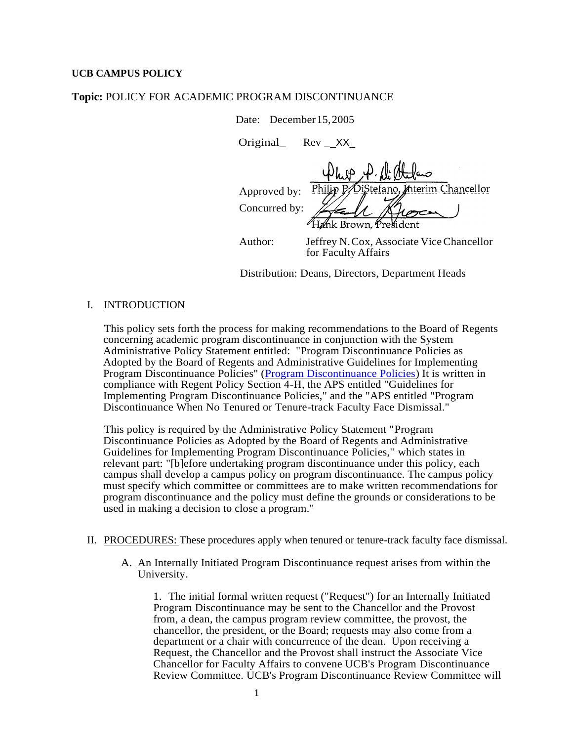**UCB CAMPUS POLICY**

**Topic:** POLICY FOR ACADEMIC PROGRAM DISCONTINUANCE

Date: December 15, 2005

Original_ Rev __XX_

Approved by: Philip P. DiStefano, Interim Chancellor

Concurred by: Hank Brown, President

Author: Jeffrey N. Cox, Associate Vice Chancellor for Faculty Affairs

Distribution: Deans, Directors, Department Heads

## I. INTRODUCTION

This policy sets forth the process for making recommendations to the Board of Regents concerning academic program discontinuance in conjunction with the System Administrative Policy Statement entitled: "Program Discontinuance Policies as Adopted by the Board of Regents and Administrative Guidelines for Implementing Program Discontinuance Policies" (Program Discontinuance Policies) It is written in compliance with Regent Policy Section 4-H, the APS entitled "Guidelines for Implementing Program Discontinuance Policies," and the "APS entitled "Program Discontinuance When No Tenured or Tenure-track Faculty Face Dismissal."

This policy is required by the Administrative Policy Statement "Program Discontinuance Policies as Adopted by the Board of Regents and Administrative Guidelines for Implementing Program Discontinuance Policies," which states in relevant part: "[b]efore undertaking program discontinuance under this policy, each campus shall develop a campus policy on program discontinuance. The campus policy must specify which committee or committees are to make written recommendations for program discontinuance and the policy must define the grounds or considerations to be used in making a decision to close a program."

## II. PROCEDURES: These procedures apply when tenured or tenure-track faculty face dismissal.

A. An Internally Initiated Program Discontinuance request arises from within the University.

1. The initial formal written request ("Request") for an Internally Initiated Program Discontinuance may be sent to the Chancellor and the Provost from, a dean, the campus program review committee, the provost, the chancellor, the president, or the Board; requests may also come from a department or a chair with concurrence of the dean. Upon receiving a Request, the Chancellor and the Provost shall instruct the Associate Vice Chancellor for Faculty Affairs to convene UCB's Program Discontinuance Review Committee. UCB's Program Discontinuance Review Committee will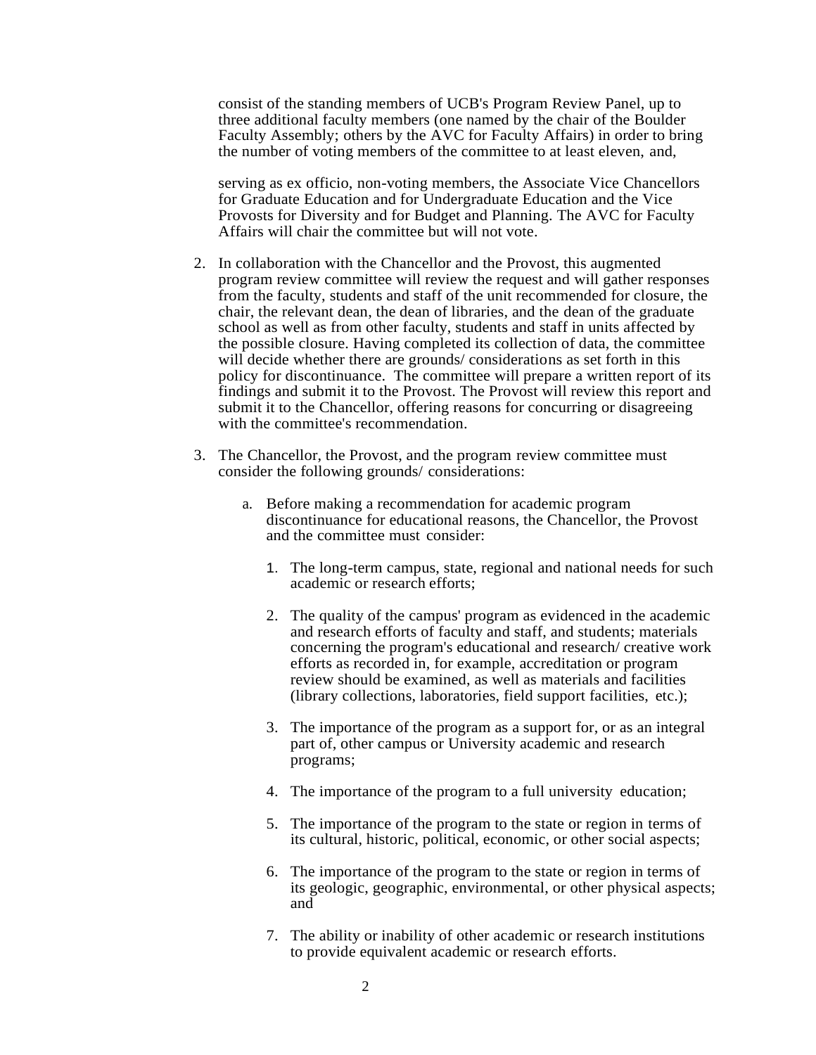consist of the standing members of UCB's Program Review Panel, up to three additional faculty members (one named by the chair of the Boulder Faculty Assembly; others by the AVC for Faculty Affairs) in order to bring the number of voting members of the committee to at least eleven, and,

serving as ex officio, non-voting members, the Associate Vice Chancellors for Graduate Education and for Undergraduate Education and the Vice Provosts for Diversity and for Budget and Planning. The AVC for Faculty Affairs will chair the committee but will not vote.

2. In collaboration with the Chancellor and the Provost, this augmented program review committee will review the request and will gather responses from the faculty, students and staff of the unit recommended for closure, the chair, the relevant dean, the dean of libraries, and the dean of the graduate school as well as from other faculty, students and staff in units affected by the possible closure. Having completed its collection of data, the committee will decide whether there are grounds/ considerations as set forth in this policy for discontinuance. The committee will prepare a written report of its findings and submit it to the Provost. The Provost will review this report and submit it to the Chancellor, offering reasons for concurring or disagreeing with the committee's recommendation.

3. The Chancellor, the Provost, and the program review committee must consider the following grounds/ considerations:

   a. Before making a recommendation for academic program discontinuance for educational reasons, the Chancellor, the Provost and the committee must consider:

      1. The long-term campus, state, regional and national needs for such academic or research efforts;

      2. The quality of the campus' program as evidenced in the academic and research efforts of faculty and staff, and students; materials concerning the program's educational and research/ creative work efforts as recorded in, for example, accreditation or program review should be examined, as well as materials and facilities (library collections, laboratories, field support facilities, etc.);

      3. The importance of the program as a support for, or as an integral part of, other campus or University academic and research programs;

      4. The importance of the program to a full university education;

      5. The importance of the program to the state or region in terms of its cultural, historic, political, economic, or other social aspects;

      6. The importance of the program to the state or region in terms of its geologic, geographic, environmental, or other physical aspects; and

      7. The ability or inability of other academic or research institutions to provide equivalent academic or research efforts.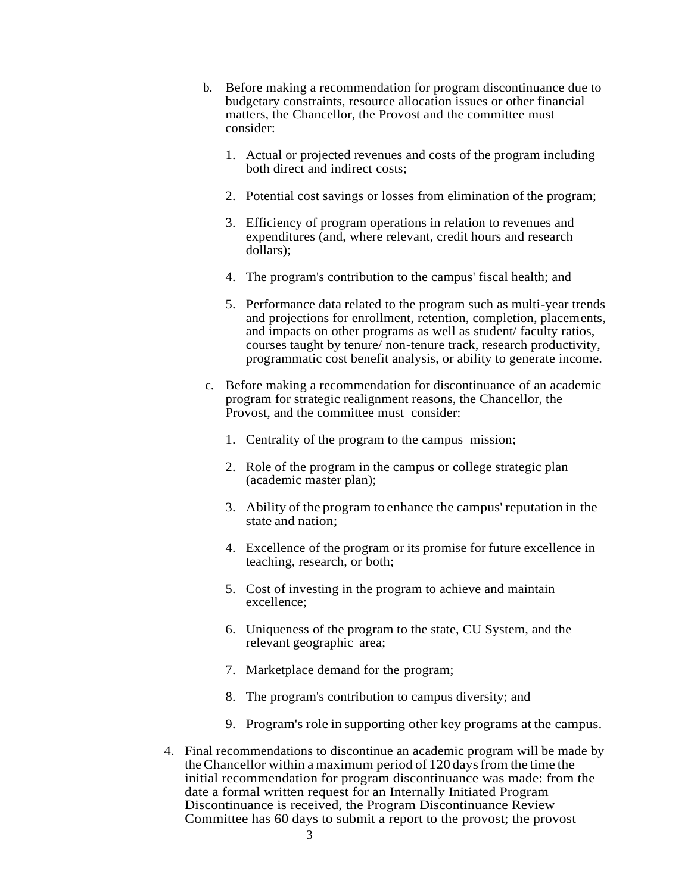b. Before making a recommendation for program discontinuance due to budgetary constraints, resource allocation issues or other financial matters, the Chancellor, the Provost and the committee must consider:

   1. Actual or projected revenues and costs of the program including both direct and indirect costs;

   2. Potential cost savings or losses from elimination of the program;

   3. Efficiency of program operations in relation to revenues and expenditures (and, where relevant, credit hours and research dollars);

   4. The program's contribution to the campus' fiscal health; and

   5. Performance data related to the program such as multi-year trends and projections for enrollment, retention, completion, placements, and impacts on other programs as well as student/ faculty ratios, courses taught by tenure/ non-tenure track, research productivity, programmatic cost benefit analysis, or ability to generate income.

c. Before making a recommendation for discontinuance of an academic program for strategic realignment reasons, the Chancellor, the Provost, and the committee must consider:

   1. Centrality of the program to the campus mission;

   2. Role of the program in the campus or college strategic plan (academic master plan);

   3. Ability of the program to enhance the campus' reputation in the state and nation;

   4. Excellence of the program or its promise for future excellence in teaching, research, or both;

   5. Cost of investing in the program to achieve and maintain excellence;

   6. Uniqueness of the program to the state, CU System, and the relevant geographic area;

   7. Marketplace demand for the program;

   8. The program's contribution to campus diversity; and

   9. Program's role in supporting other key programs at the campus.

4. Final recommendations to discontinue an academic program will be made by the Chancellor within a maximum period of 120 days from the time the initial recommendation for program discontinuance was made: from the date a formal written request for an Internally Initiated Program Discontinuance is received, the Program Discontinuance Review Committee has 60 days to submit a report to the provost; the provost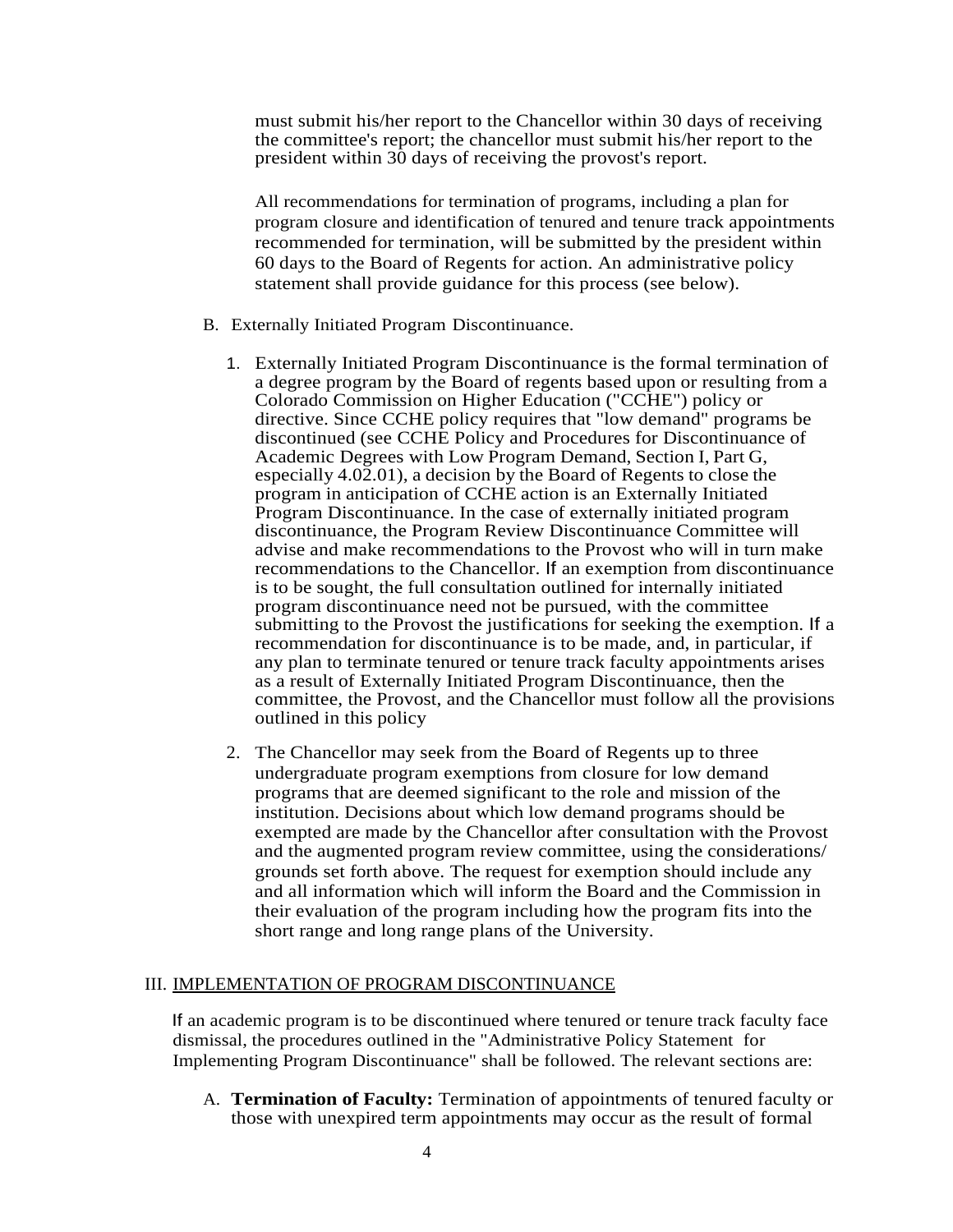must submit his/her report to the Chancellor within 30 days of receiving the committee's report; the chancellor must submit his/her report to the president within 30 days of receiving the provost's report.

All recommendations for termination of programs, including a plan for program closure and identification of tenured and tenure track appointments recommended for termination, will be submitted by the president within 60 days to the Board of Regents for action. An administrative policy statement shall provide guidance for this process (see below).

B. Externally Initiated Program Discontinuance.

1. Externally Initiated Program Discontinuance is the formal termination of a degree program by the Board of regents based upon or resulting from a Colorado Commission on Higher Education ("CCHE") policy or directive. Since CCHE policy requires that "low demand" programs be discontinued (see CCHE Policy and Procedures for Discontinuance of Academic Degrees with Low Program Demand, Section I, Part G, especially 4.02.01), a decision by the Board of Regents to close the program in anticipation of CCHE action is an Externally Initiated Program Discontinuance. In the case of externally initiated program discontinuance, the Program Review Discontinuance Committee will advise and make recommendations to the Provost who will in turn make recommendations to the Chancellor. If an exemption from discontinuance is to be sought, the full consultation outlined for internally initiated program discontinuance need not be pursued, with the committee submitting to the Provost the justifications for seeking the exemption. If a recommendation for discontinuance is to be made, and, in particular, if any plan to terminate tenured or tenure track faculty appointments arises as a result of Externally Initiated Program Discontinuance, then the committee, the Provost, and the Chancellor must follow all the provisions outlined in this policy

2. The Chancellor may seek from the Board of Regents up to three undergraduate program exemptions from closure for low demand programs that are deemed significant to the role and mission of the institution. Decisions about which low demand programs should be exempted are made by the Chancellor after consultation with the Provost and the augmented program review committee, using the considerations/ grounds set forth above. The request for exemption should include any and all information which will inform the Board and the Commission in their evaluation of the program including how the program fits into the short range and long range plans of the University.

## III. IMPLEMENTATION OF PROGRAM DISCONTINUANCE

If an academic program is to be discontinued where tenured or tenure track faculty face dismissal, the procedures outlined in the "Administrative Policy Statement for Implementing Program Discontinuance" shall be followed. The relevant sections are:

A. **Termination of Faculty:** Termination of appointments of tenured faculty or those with unexpired term appointments may occur as the result of formal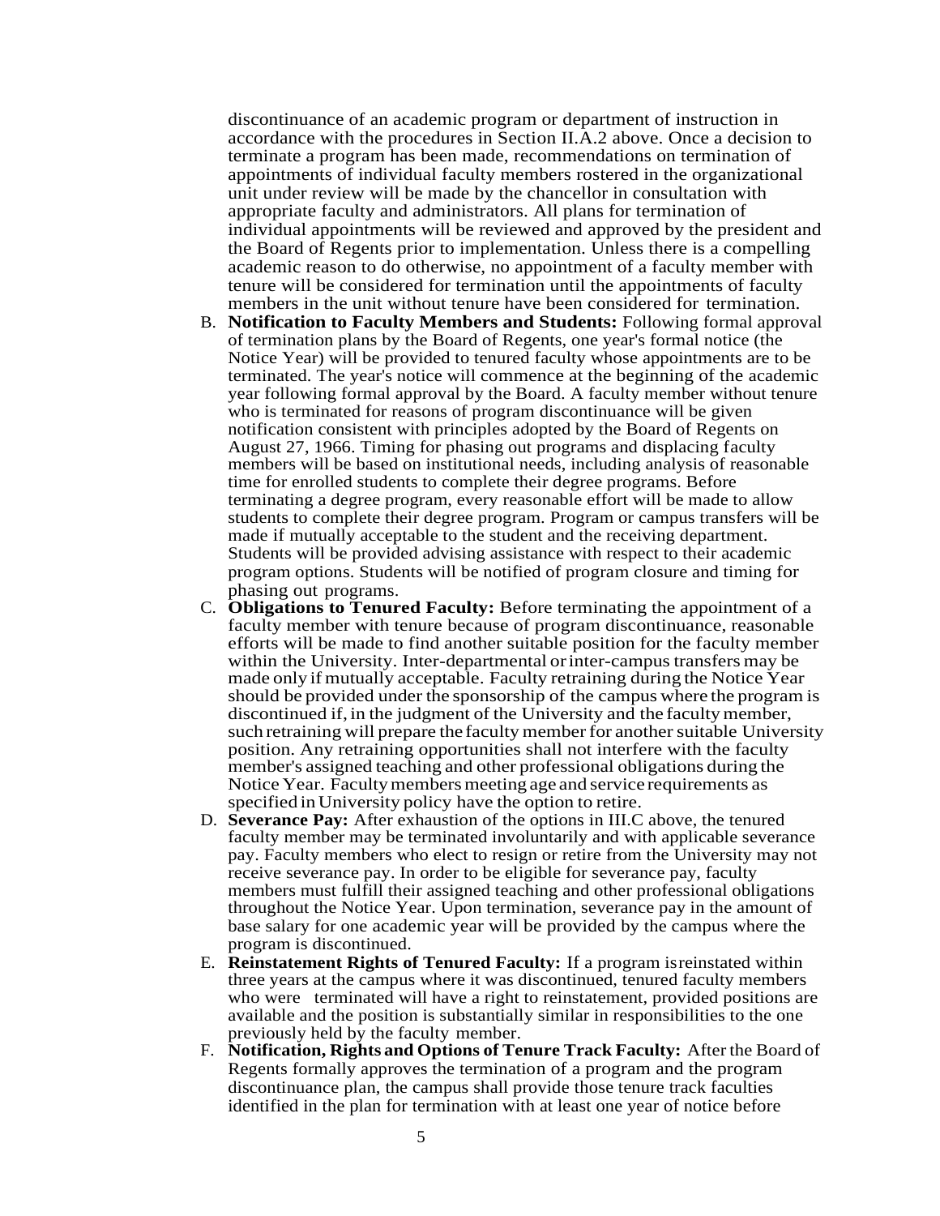discontinuance of an academic program or department of instruction in accordance with the procedures in Section II.A.2 above. Once a decision to terminate a program has been made, recommendations on termination of appointments of individual faculty members rostered in the organizational unit under review will be made by the chancellor in consultation with appropriate faculty and administrators. All plans for termination of individual appointments will be reviewed and approved by the president and the Board of Regents prior to implementation. Unless there is a compelling academic reason to do otherwise, no appointment of a faculty member with tenure will be considered for termination until the appointments of faculty members in the unit without tenure have been considered for termination.

B. **Notification to Faculty Members and Students:** Following formal approval of termination plans by the Board of Regents, one year's formal notice (the Notice Year) will be provided to tenured faculty whose appointments are to be terminated. The year's notice will commence at the beginning of the academic year following formal approval by the Board. A faculty member without tenure who is terminated for reasons of program discontinuance will be given notification consistent with principles adopted by the Board of Regents on August 27, 1966. Timing for phasing out programs and displacing faculty members will be based on institutional needs, including analysis of reasonable time for enrolled students to complete their degree programs. Before terminating a degree program, every reasonable effort will be made to allow students to complete their degree program. Program or campus transfers will be made if mutually acceptable to the student and the receiving department. Students will be provided advising assistance with respect to their academic program options. Students will be notified of program closure and timing for phasing out programs.

C. **Obligations to Tenured Faculty:** Before terminating the appointment of a faculty member with tenure because of program discontinuance, reasonable efforts will be made to find another suitable position for the faculty member within the University. Inter-departmental or inter-campus transfers may be made only if mutually acceptable. Faculty retraining during the Notice Year should be provided under the sponsorship of the campus where the program is discontinued if, in the judgment of the University and the faculty member, such retraining will prepare the faculty member for another suitable University position. Any retraining opportunities shall not interfere with the faculty member's assigned teaching and other professional obligations during the Notice Year. Faculty members meeting age and service requirements as specified in University policy have the option to retire.

D. **Severance Pay:** After exhaustion of the options in III.C above, the tenured faculty member may be terminated involuntarily and with applicable severance pay. Faculty members who elect to resign or retire from the University may not receive severance pay. In order to be eligible for severance pay, faculty members must fulfill their assigned teaching and other professional obligations throughout the Notice Year. Upon termination, severance pay in the amount of base salary for one academic year will be provided by the campus where the program is discontinued.

E. **Reinstatement Rights of Tenured Faculty:** If a program is reinstated within three years at the campus where it was discontinued, tenured faculty members who were terminated will have a right to reinstatement, provided positions are available and the position is substantially similar in responsibilities to the one previously held by the faculty member.

F. **Notification, Rights and Options of Tenure Track Faculty:** After the Board of Regents formally approves the termination of a program and the program discontinuance plan, the campus shall provide those tenure track faculties identified in the plan for termination with at least one year of notice before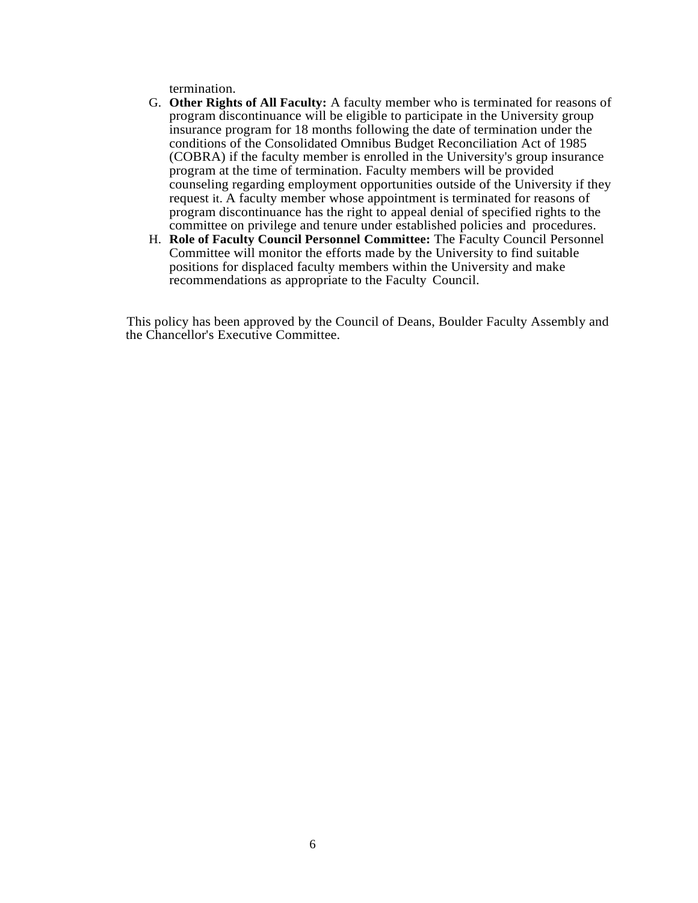termination.

G. **Other Rights of All Faculty:** A faculty member who is terminated for reasons of program discontinuance will be eligible to participate in the University group insurance program for 18 months following the date of termination under the conditions of the Consolidated Omnibus Budget Reconciliation Act of 1985 (COBRA) if the faculty member is enrolled in the University's group insurance program at the time of termination. Faculty members will be provided counseling regarding employment opportunities outside of the University if they request it. A faculty member whose appointment is terminated for reasons of program discontinuance has the right to appeal denial of specified rights to the committee on privilege and tenure under established policies and procedures.
H. **Role of Faculty Council Personnel Committee:** The Faculty Council Personnel Committee will monitor the efforts made by the University to find suitable positions for displaced faculty members within the University and make recommendations as appropriate to the Faculty Council.

This policy has been approved by the Council of Deans, Boulder Faculty Assembly and the Chancellor's Executive Committee.